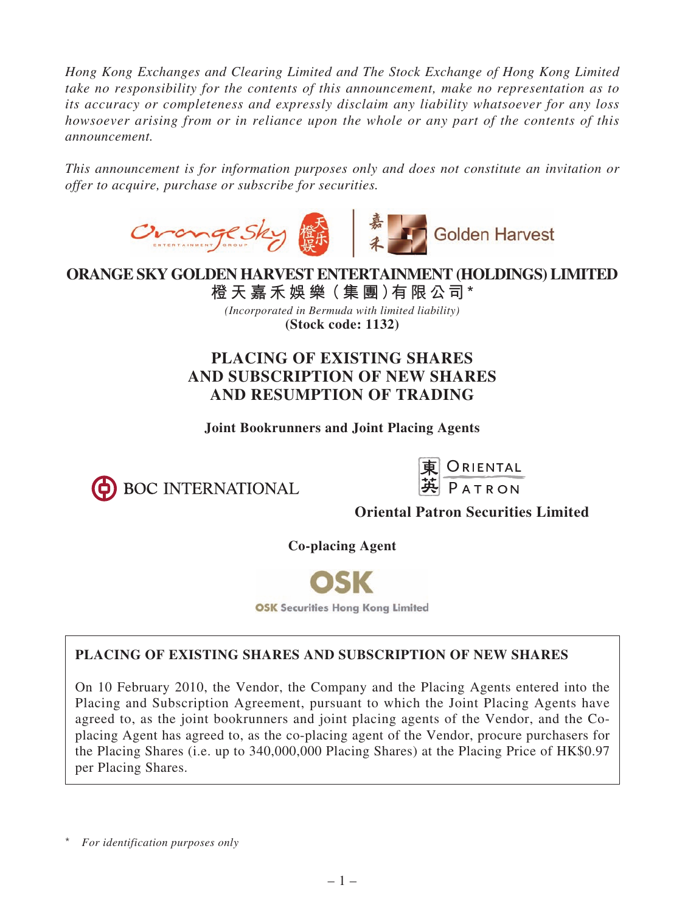*Hong Kong Exchanges and Clearing Limited and The Stock Exchange of Hong Kong Limited take no responsibility for the contents of this announcement, make no representation as to its accuracy or completeness and expressly disclaim any liability whatsoever for any loss howsoever arising from or in reliance upon the whole or any part of the contents of this announcement.*

*This announcement is for information purposes only and does not constitute an invitation or offer to acquire, purchase or subscribe for securities.*

# ORANGE SKY GOLDEN HARVEST ENTERTAINMENT (HOLDINGS) LIMITED

**橙天嘉禾娛樂（集團）有限公司\***

*(Incorporated in Bermuda with limited liability)*

**(Stock code: 1132)**

## PLACING OF EXISTING SHARES AND SUBSCRIPTION OF NEW SHARES AND RESUMPTION OF TRADING

**Joint Bookrunners and Joint Placing Agents**

BOC INTERNATIONAL

**Oriental Patron Securities Limited**

**Co-placing Agent**

OSK Securities Hong Kong Limited

**PLACING OF EXISTING SHARES AND SUBSCRIPTION OF NEW SHARES**

On 10 February 2010, the Vendor, the Company and the Placing Agents entered into the Placing and Subscription Agreement, pursuant to which the Joint Placing Agents have agreed to, as the joint bookrunners and joint placing agents of the Vendor, and the Co-placing Agent has agreed to, as the co-placing agent of the Vendor, procure purchasers for the Placing Shares (i.e. up to 340,000,000 Placing Shares) at the Placing Price of HK$0.97 per Placing Shares.

\* *For identification purposes only*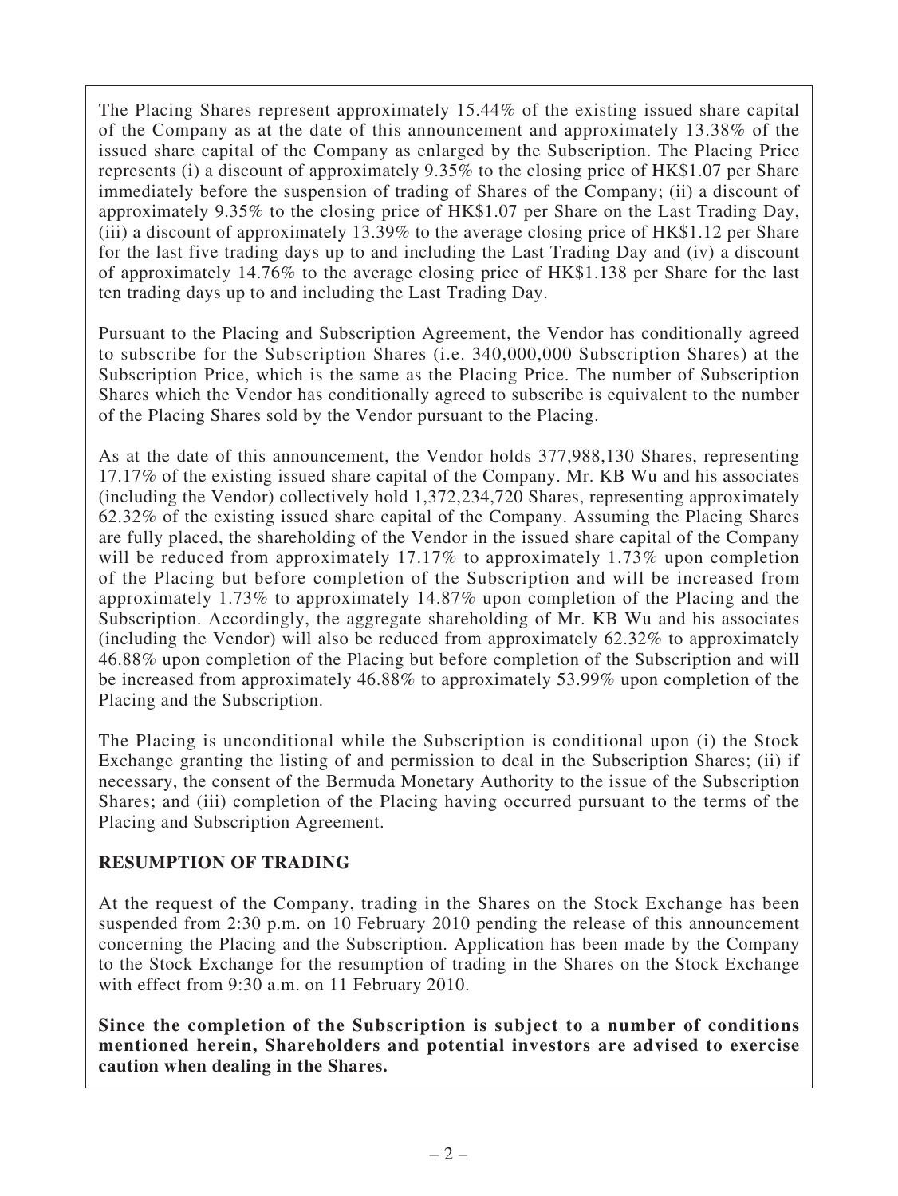The Placing Shares represent approximately 15.44% of the existing issued share capital of the Company as at the date of this announcement and approximately 13.38% of the issued share capital of the Company as enlarged by the Subscription. The Placing Price represents (i) a discount of approximately 9.35% to the closing price of HK$1.07 per Share immediately before the suspension of trading of Shares of the Company; (ii) a discount of approximately 9.35% to the closing price of HK$1.07 per Share on the Last Trading Day, (iii) a discount of approximately 13.39% to the average closing price of HK$1.12 per Share for the last five trading days up to and including the Last Trading Day and (iv) a discount of approximately 14.76% to the average closing price of HK$1.138 per Share for the last ten trading days up to and including the Last Trading Day.

Pursuant to the Placing and Subscription Agreement, the Vendor has conditionally agreed to subscribe for the Subscription Shares (i.e. 340,000,000 Subscription Shares) at the Subscription Price, which is the same as the Placing Price. The number of Subscription Shares which the Vendor has conditionally agreed to subscribe is equivalent to the number of the Placing Shares sold by the Vendor pursuant to the Placing.

As at the date of this announcement, the Vendor holds 377,988,130 Shares, representing 17.17% of the existing issued share capital of the Company. Mr. KB Wu and his associates (including the Vendor) collectively hold 1,372,234,720 Shares, representing approximately 62.32% of the existing issued share capital of the Company. Assuming the Placing Shares are fully placed, the shareholding of the Vendor in the issued share capital of the Company will be reduced from approximately 17.17% to approximately 1.73% upon completion of the Placing but before completion of the Subscription and will be increased from approximately 1.73% to approximately 14.87% upon completion of the Placing and the Subscription. Accordingly, the aggregate shareholding of Mr. KB Wu and his associates (including the Vendor) will also be reduced from approximately 62.32% to approximately 46.88% upon completion of the Placing but before completion of the Subscription and will be increased from approximately 46.88% to approximately 53.99% upon completion of the Placing and the Subscription.

The Placing is unconditional while the Subscription is conditional upon (i) the Stock Exchange granting the listing of and permission to deal in the Subscription Shares; (ii) if necessary, the consent of the Bermuda Monetary Authority to the issue of the Subscription Shares; and (iii) completion of the Placing having occurred pursuant to the terms of the Placing and Subscription Agreement.

**RESUMPTION OF TRADING**

At the request of the Company, trading in the Shares on the Stock Exchange has been suspended from 2:30 p.m. on 10 February 2010 pending the release of this announcement concerning the Placing and the Subscription. Application has been made by the Company to the Stock Exchange for the resumption of trading in the Shares on the Stock Exchange with effect from 9:30 a.m. on 11 February 2010.

**Since the completion of the Subscription is subject to a number of conditions mentioned herein, Shareholders and potential investors are advised to exercise caution when dealing in the Shares.**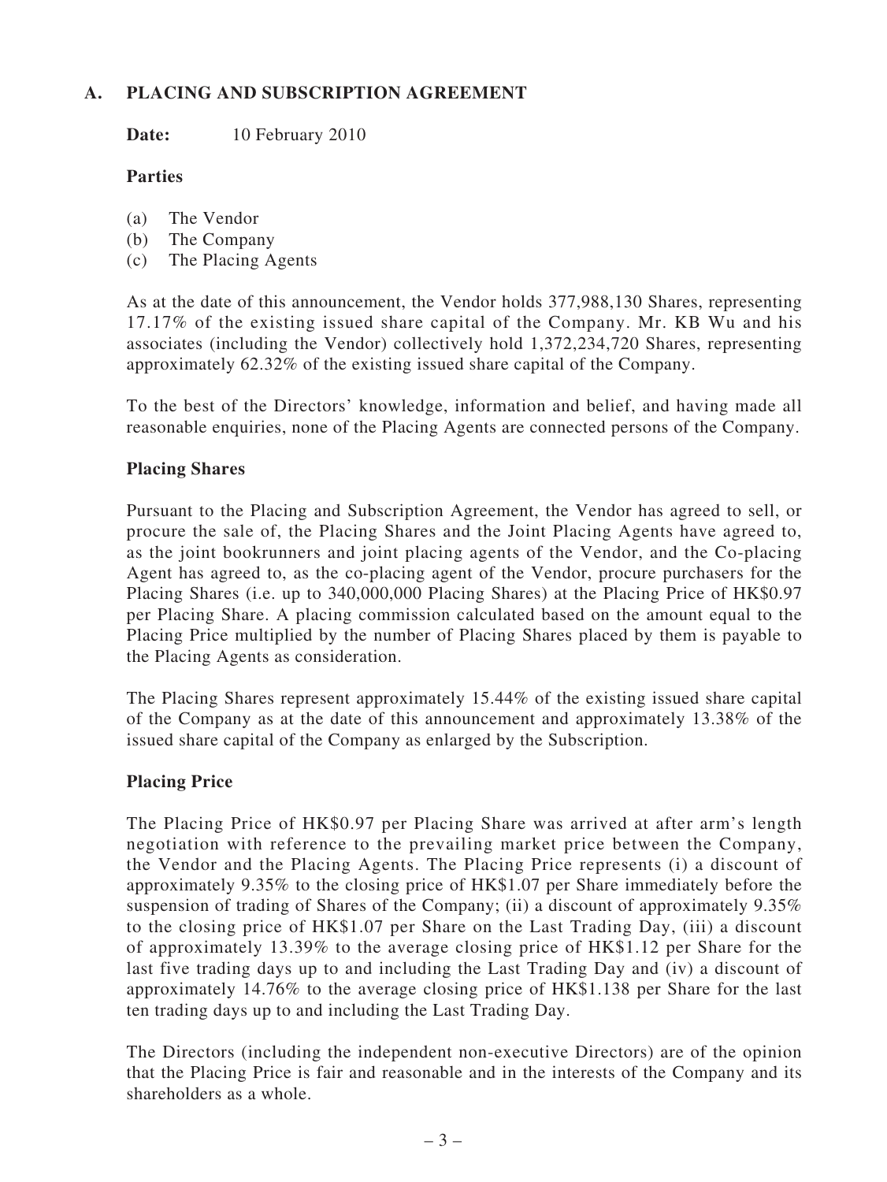## A. PLACING AND SUBSCRIPTION AGREEMENT

**Date:** 10 February 2010

**Parties**

(a) The Vendor
(b) The Company
(c) The Placing Agents

As at the date of this announcement, the Vendor holds 377,988,130 Shares, representing 17.17% of the existing issued share capital of the Company. Mr. KB Wu and his associates (including the Vendor) collectively hold 1,372,234,720 Shares, representing approximately 62.32% of the existing issued share capital of the Company.

To the best of the Directors' knowledge, information and belief, and having made all reasonable enquiries, none of the Placing Agents are connected persons of the Company.

**Placing Shares**

Pursuant to the Placing and Subscription Agreement, the Vendor has agreed to sell, or procure the sale of, the Placing Shares and the Joint Placing Agents have agreed to, as the joint bookrunners and joint placing agents of the Vendor, and the Co-placing Agent has agreed to, as the co-placing agent of the Vendor, procure purchasers for the Placing Shares (i.e. up to 340,000,000 Placing Shares) at the Placing Price of HK$0.97 per Placing Share. A placing commission calculated based on the amount equal to the Placing Price multiplied by the number of Placing Shares placed by them is payable to the Placing Agents as consideration.

The Placing Shares represent approximately 15.44% of the existing issued share capital of the Company as at the date of this announcement and approximately 13.38% of the issued share capital of the Company as enlarged by the Subscription.

**Placing Price**

The Placing Price of HK$0.97 per Placing Share was arrived at after arm's length negotiation with reference to the prevailing market price between the Company, the Vendor and the Placing Agents. The Placing Price represents (i) a discount of approximately 9.35% to the closing price of HK$1.07 per Share immediately before the suspension of trading of Shares of the Company; (ii) a discount of approximately 9.35% to the closing price of HK$1.07 per Share on the Last Trading Day, (iii) a discount of approximately 13.39% to the average closing price of HK$1.12 per Share for the last five trading days up to and including the Last Trading Day and (iv) a discount of approximately 14.76% to the average closing price of HK$1.138 per Share for the last ten trading days up to and including the Last Trading Day.

The Directors (including the independent non-executive Directors) are of the opinion that the Placing Price is fair and reasonable and in the interests of the Company and its shareholders as a whole.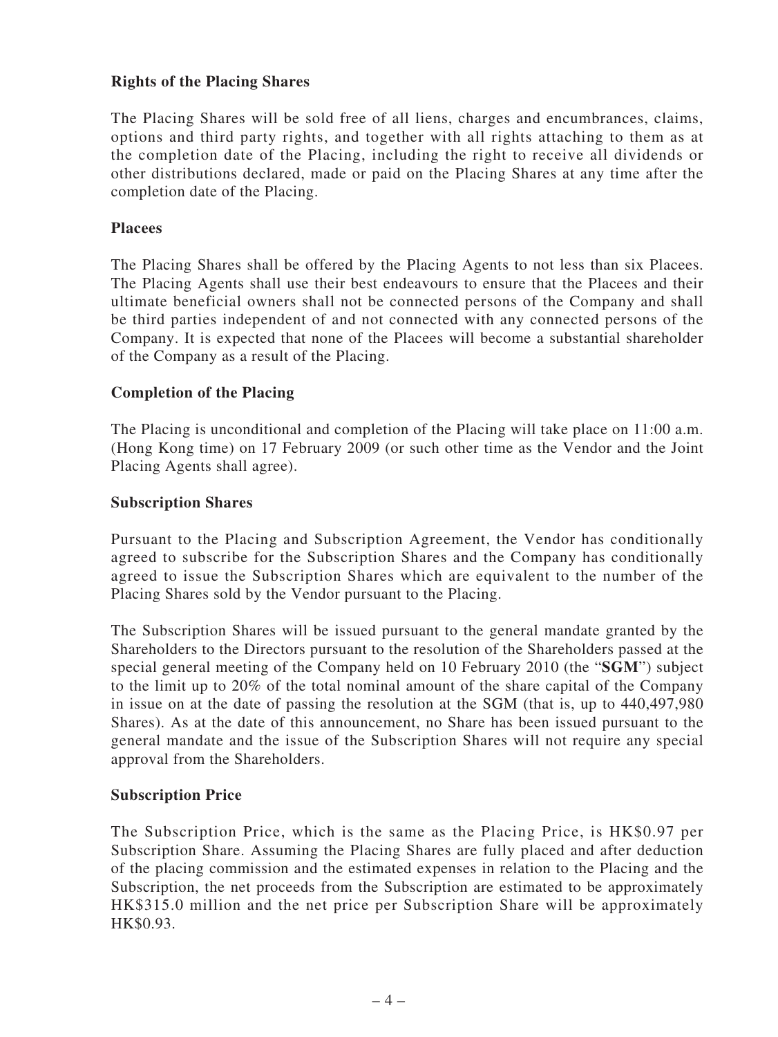**Rights of the Placing Shares**

The Placing Shares will be sold free of all liens, charges and encumbrances, claims, options and third party rights, and together with all rights attaching to them as at the completion date of the Placing, including the right to receive all dividends or other distributions declared, made or paid on the Placing Shares at any time after the completion date of the Placing.

**Placees**

The Placing Shares shall be offered by the Placing Agents to not less than six Placees. The Placing Agents shall use their best endeavours to ensure that the Placees and their ultimate beneficial owners shall not be connected persons of the Company and shall be third parties independent of and not connected with any connected persons of the Company. It is expected that none of the Placees will become a substantial shareholder of the Company as a result of the Placing.

**Completion of the Placing**

The Placing is unconditional and completion of the Placing will take place on 11:00 a.m. (Hong Kong time) on 17 February 2009 (or such other time as the Vendor and the Joint Placing Agents shall agree).

**Subscription Shares**

Pursuant to the Placing and Subscription Agreement, the Vendor has conditionally agreed to subscribe for the Subscription Shares and the Company has conditionally agreed to issue the Subscription Shares which are equivalent to the number of the Placing Shares sold by the Vendor pursuant to the Placing.

The Subscription Shares will be issued pursuant to the general mandate granted by the Shareholders to the Directors pursuant to the resolution of the Shareholders passed at the special general meeting of the Company held on 10 February 2010 (the "**SGM**") subject to the limit up to 20% of the total nominal amount of the share capital of the Company in issue on at the date of passing the resolution at the SGM (that is, up to 440,497,980 Shares). As at the date of this announcement, no Share has been issued pursuant to the general mandate and the issue of the Subscription Shares will not require any special approval from the Shareholders.

**Subscription Price**

The Subscription Price, which is the same as the Placing Price, is HK$0.97 per Subscription Share. Assuming the Placing Shares are fully placed and after deduction of the placing commission and the estimated expenses in relation to the Placing and the Subscription, the net proceeds from the Subscription are estimated to be approximately HK$315.0 million and the net price per Subscription Share will be approximately HK$0.93.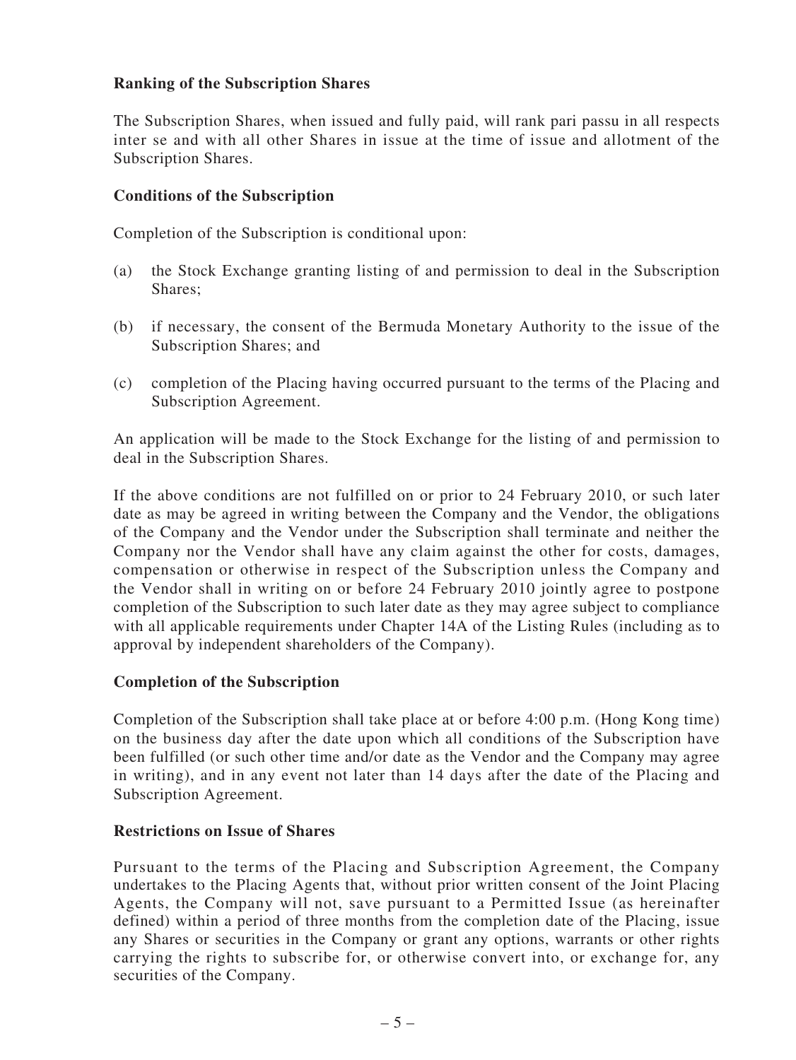**Ranking of the Subscription Shares**

The Subscription Shares, when issued and fully paid, will rank pari passu in all respects inter se and with all other Shares in issue at the time of issue and allotment of the Subscription Shares.

**Conditions of the Subscription**

Completion of the Subscription is conditional upon:

(a) the Stock Exchange granting listing of and permission to deal in the Subscription Shares;

(b) if necessary, the consent of the Bermuda Monetary Authority to the issue of the Subscription Shares; and

(c) completion of the Placing having occurred pursuant to the terms of the Placing and Subscription Agreement.

An application will be made to the Stock Exchange for the listing of and permission to deal in the Subscription Shares.

If the above conditions are not fulfilled on or prior to 24 February 2010, or such later date as may be agreed in writing between the Company and the Vendor, the obligations of the Company and the Vendor under the Subscription shall terminate and neither the Company nor the Vendor shall have any claim against the other for costs, damages, compensation or otherwise in respect of the Subscription unless the Company and the Vendor shall in writing on or before 24 February 2010 jointly agree to postpone completion of the Subscription to such later date as they may agree subject to compliance with all applicable requirements under Chapter 14A of the Listing Rules (including as to approval by independent shareholders of the Company).

**Completion of the Subscription**

Completion of the Subscription shall take place at or before 4:00 p.m. (Hong Kong time) on the business day after the date upon which all conditions of the Subscription have been fulfilled (or such other time and/or date as the Vendor and the Company may agree in writing), and in any event not later than 14 days after the date of the Placing and Subscription Agreement.

**Restrictions on Issue of Shares**

Pursuant to the terms of the Placing and Subscription Agreement, the Company undertakes to the Placing Agents that, without prior written consent of the Joint Placing Agents, the Company will not, save pursuant to a Permitted Issue (as hereinafter defined) within a period of three months from the completion date of the Placing, issue any Shares or securities in the Company or grant any options, warrants or other rights carrying the rights to subscribe for, or otherwise convert into, or exchange for, any securities of the Company.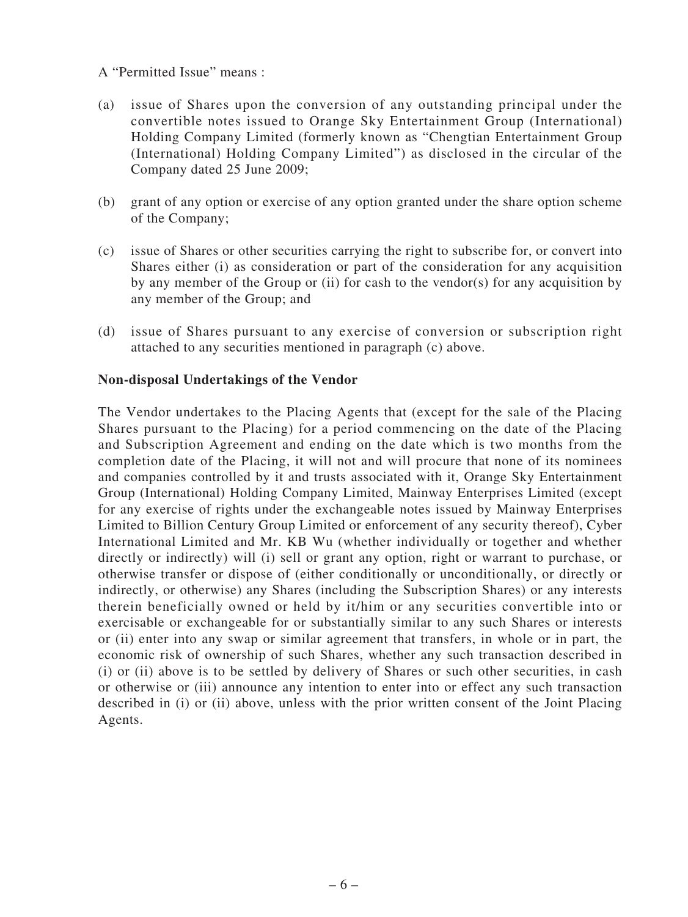A "Permitted Issue" means :

(a) issue of Shares upon the conversion of any outstanding principal under the convertible notes issued to Orange Sky Entertainment Group (International) Holding Company Limited (formerly known as "Chengtian Entertainment Group (International) Holding Company Limited") as disclosed in the circular of the Company dated 25 June 2009;

(b) grant of any option or exercise of any option granted under the share option scheme of the Company;

(c) issue of Shares or other securities carrying the right to subscribe for, or convert into Shares either (i) as consideration or part of the consideration for any acquisition by any member of the Group or (ii) for cash to the vendor(s) for any acquisition by any member of the Group; and

(d) issue of Shares pursuant to any exercise of conversion or subscription right attached to any securities mentioned in paragraph (c) above.

**Non-disposal Undertakings of the Vendor**

The Vendor undertakes to the Placing Agents that (except for the sale of the Placing Shares pursuant to the Placing) for a period commencing on the date of the Placing and Subscription Agreement and ending on the date which is two months from the completion date of the Placing, it will not and will procure that none of its nominees and companies controlled by it and trusts associated with it, Orange Sky Entertainment Group (International) Holding Company Limited, Mainway Enterprises Limited (except for any exercise of rights under the exchangeable notes issued by Mainway Enterprises Limited to Billion Century Group Limited or enforcement of any security thereof), Cyber International Limited and Mr. KB Wu (whether individually or together and whether directly or indirectly) will (i) sell or grant any option, right or warrant to purchase, or otherwise transfer or dispose of (either conditionally or unconditionally, or directly or indirectly, or otherwise) any Shares (including the Subscription Shares) or any interests therein beneficially owned or held by it/him or any securities convertible into or exercisable or exchangeable for or substantially similar to any such Shares or interests or (ii) enter into any swap or similar agreement that transfers, in whole or in part, the economic risk of ownership of such Shares, whether any such transaction described in (i) or (ii) above is to be settled by delivery of Shares or such other securities, in cash or otherwise or (iii) announce any intention to enter into or effect any such transaction described in (i) or (ii) above, unless with the prior written consent of the Joint Placing Agents.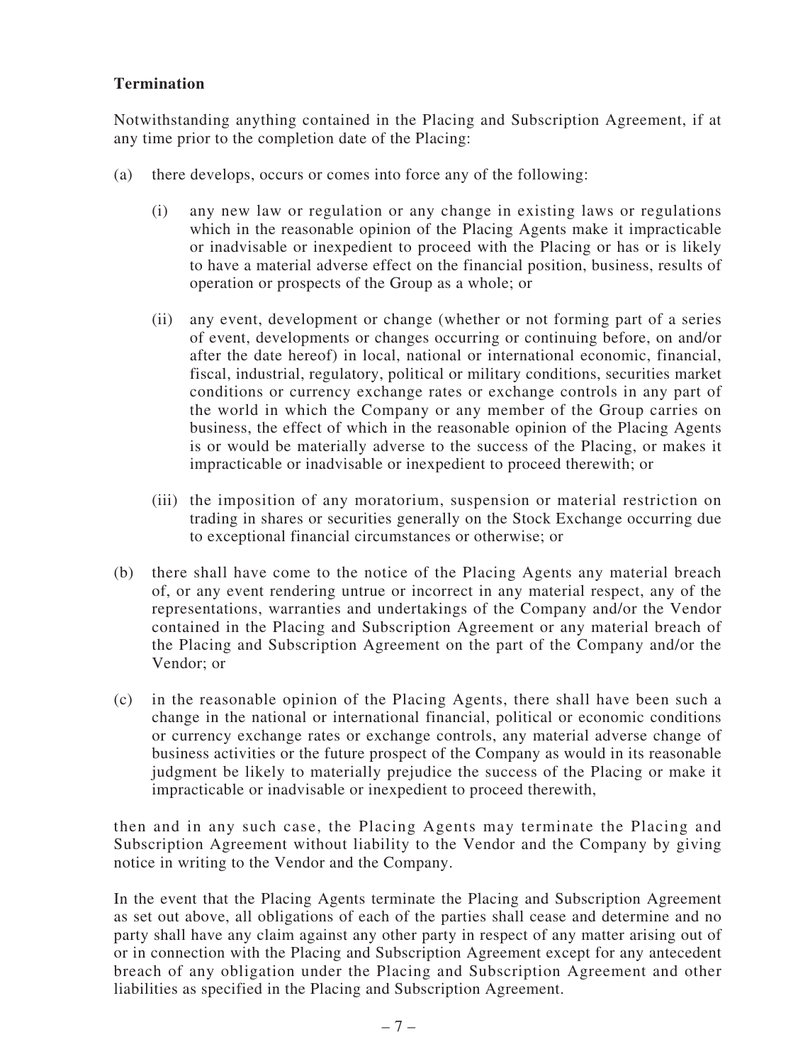**Termination**

Notwithstanding anything contained in the Placing and Subscription Agreement, if at any time prior to the completion date of the Placing:

(a) there develops, occurs or comes into force any of the following:

(i) any new law or regulation or any change in existing laws or regulations which in the reasonable opinion of the Placing Agents make it impracticable or inadvisable or inexpedient to proceed with the Placing or has or is likely to have a material adverse effect on the financial position, business, results of operation or prospects of the Group as a whole; or

(ii) any event, development or change (whether or not forming part of a series of event, developments or changes occurring or continuing before, on and/or after the date hereof) in local, national or international economic, financial, fiscal, industrial, regulatory, political or military conditions, securities market conditions or currency exchange rates or exchange controls in any part of the world in which the Company or any member of the Group carries on business, the effect of which in the reasonable opinion of the Placing Agents is or would be materially adverse to the success of the Placing, or makes it impracticable or inadvisable or inexpedient to proceed therewith; or

(iii) the imposition of any moratorium, suspension or material restriction on trading in shares or securities generally on the Stock Exchange occurring due to exceptional financial circumstances or otherwise; or

(b) there shall have come to the notice of the Placing Agents any material breach of, or any event rendering untrue or incorrect in any material respect, any of the representations, warranties and undertakings of the Company and/or the Vendor contained in the Placing and Subscription Agreement or any material breach of the Placing and Subscription Agreement on the part of the Company and/or the Vendor; or

(c) in the reasonable opinion of the Placing Agents, there shall have been such a change in the national or international financial, political or economic conditions or currency exchange rates or exchange controls, any material adverse change of business activities or the future prospect of the Company as would in its reasonable judgment be likely to materially prejudice the success of the Placing or make it impracticable or inadvisable or inexpedient to proceed therewith,

then and in any such case, the Placing Agents may terminate the Placing and Subscription Agreement without liability to the Vendor and the Company by giving notice in writing to the Vendor and the Company.

In the event that the Placing Agents terminate the Placing and Subscription Agreement as set out above, all obligations of each of the parties shall cease and determine and no party shall have any claim against any other party in respect of any matter arising out of or in connection with the Placing and Subscription Agreement except for any antecedent breach of any obligation under the Placing and Subscription Agreement and other liabilities as specified in the Placing and Subscription Agreement.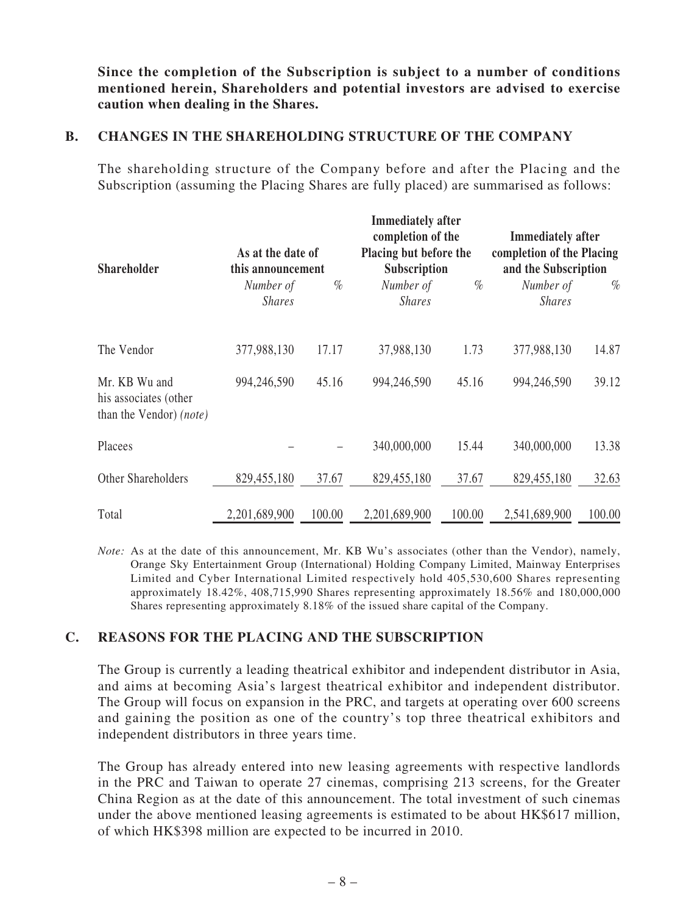**Since the completion of the Subscription is subject to a number of conditions mentioned herein, Shareholders and potential investors are advised to exercise caution when dealing in the Shares.**

## B. CHANGES IN THE SHAREHOLDING STRUCTURE OF THE COMPANY

The shareholding structure of the Company before and after the Placing and the Subscription (assuming the Placing Shares are fully placed) are summarised as follows:

| Shareholder | As at the date of this announcement | | Immediately after completion of the Placing but before the Subscription | | Immediately after completion of the Placing and the Subscription | |
|---|---|---|---|---|---|---|
| | *Number of Shares* | *%* | *Number of Shares* | *%* | *Number of Shares* | *%* |
| The Vendor | 377,988,130 | 17.17 | 37,988,130 | 1.73 | 377,988,130 | 14.87 |
| Mr. KB Wu and his associates (other than the Vendor) *(note)* | 994,246,590 | 45.16 | 994,246,590 | 45.16 | 994,246,590 | 39.12 |
| Placees | – | – | 340,000,000 | 15.44 | 340,000,000 | 13.38 |
| Other Shareholders | 829,455,180 | 37.67 | 829,455,180 | 37.67 | 829,455,180 | 32.63 |
| Total | 2,201,689,900 | 100.00 | 2,201,689,900 | 100.00 | 2,541,689,900 | 100.00 |

*Note:* As at the date of this announcement, Mr. KB Wu's associates (other than the Vendor), namely, Orange Sky Entertainment Group (International) Holding Company Limited, Mainway Enterprises Limited and Cyber International Limited respectively hold 405,530,600 Shares representing approximately 18.42%, 408,715,990 Shares representing approximately 18.56% and 180,000,000 Shares representing approximately 8.18% of the issued share capital of the Company.

## C. REASONS FOR THE PLACING AND THE SUBSCRIPTION

The Group is currently a leading theatrical exhibitor and independent distributor in Asia, and aims at becoming Asia's largest theatrical exhibitor and independent distributor. The Group will focus on expansion in the PRC, and targets at operating over 600 screens and gaining the position as one of the country's top three theatrical exhibitors and independent distributors in three years time.

The Group has already entered into new leasing agreements with respective landlords in the PRC and Taiwan to operate 27 cinemas, comprising 213 screens, for the Greater China Region as at the date of this announcement. The total investment of such cinemas under the above mentioned leasing agreements is estimated to be about HK$617 million, of which HK$398 million are expected to be incurred in 2010.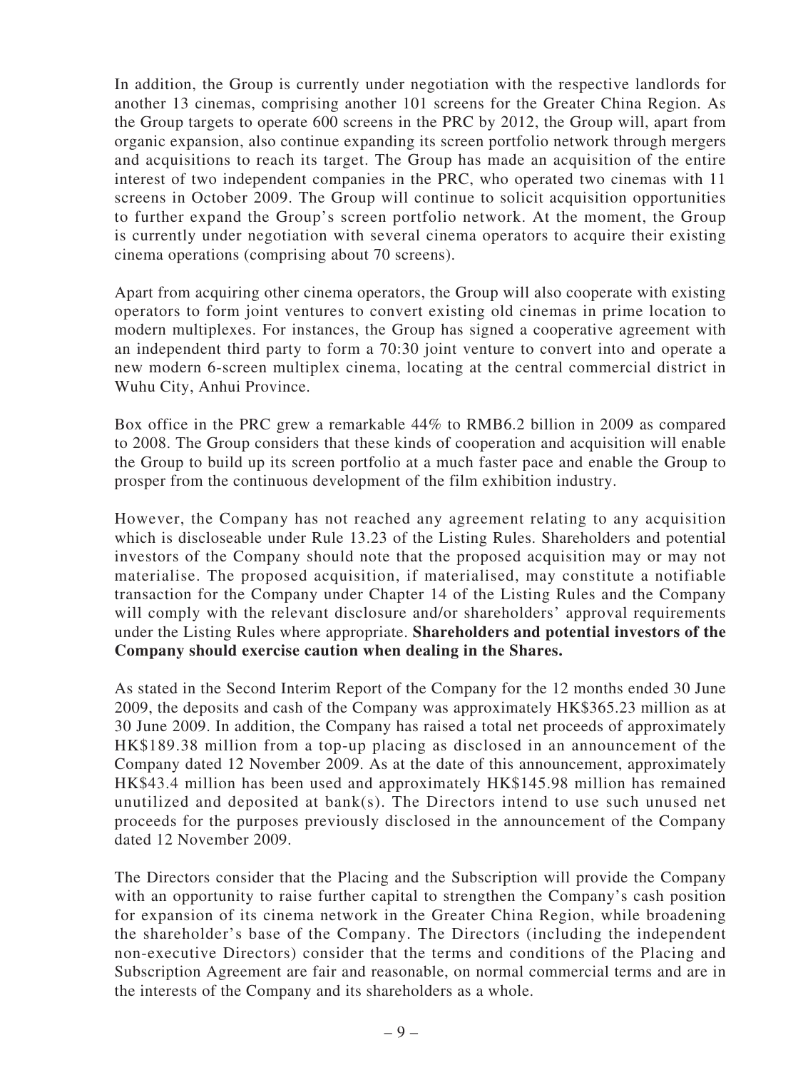In addition, the Group is currently under negotiation with the respective landlords for another 13 cinemas, comprising another 101 screens for the Greater China Region. As the Group targets to operate 600 screens in the PRC by 2012, the Group will, apart from organic expansion, also continue expanding its screen portfolio network through mergers and acquisitions to reach its target. The Group has made an acquisition of the entire interest of two independent companies in the PRC, who operated two cinemas with 11 screens in October 2009. The Group will continue to solicit acquisition opportunities to further expand the Group's screen portfolio network. At the moment, the Group is currently under negotiation with several cinema operators to acquire their existing cinema operations (comprising about 70 screens).

Apart from acquiring other cinema operators, the Group will also cooperate with existing operators to form joint ventures to convert existing old cinemas in prime location to modern multiplexes. For instances, the Group has signed a cooperative agreement with an independent third party to form a 70:30 joint venture to convert into and operate a new modern 6-screen multiplex cinema, locating at the central commercial district in Wuhu City, Anhui Province.

Box office in the PRC grew a remarkable 44% to RMB6.2 billion in 2009 as compared to 2008. The Group considers that these kinds of cooperation and acquisition will enable the Group to build up its screen portfolio at a much faster pace and enable the Group to prosper from the continuous development of the film exhibition industry.

However, the Company has not reached any agreement relating to any acquisition which is discloseable under Rule 13.23 of the Listing Rules. Shareholders and potential investors of the Company should note that the proposed acquisition may or may not materialise. The proposed acquisition, if materialised, may constitute a notifiable transaction for the Company under Chapter 14 of the Listing Rules and the Company will comply with the relevant disclosure and/or shareholders' approval requirements under the Listing Rules where appropriate. **Shareholders and potential investors of the Company should exercise caution when dealing in the Shares.**

As stated in the Second Interim Report of the Company for the 12 months ended 30 June 2009, the deposits and cash of the Company was approximately HK$365.23 million as at 30 June 2009. In addition, the Company has raised a total net proceeds of approximately HK$189.38 million from a top-up placing as disclosed in an announcement of the Company dated 12 November 2009. As at the date of this announcement, approximately HK$43.4 million has been used and approximately HK$145.98 million has remained unutilized and deposited at bank(s). The Directors intend to use such unused net proceeds for the purposes previously disclosed in the announcement of the Company dated 12 November 2009.

The Directors consider that the Placing and the Subscription will provide the Company with an opportunity to raise further capital to strengthen the Company's cash position for expansion of its cinema network in the Greater China Region, while broadening the shareholder's base of the Company. The Directors (including the independent non-executive Directors) consider that the terms and conditions of the Placing and Subscription Agreement are fair and reasonable, on normal commercial terms and are in the interests of the Company and its shareholders as a whole.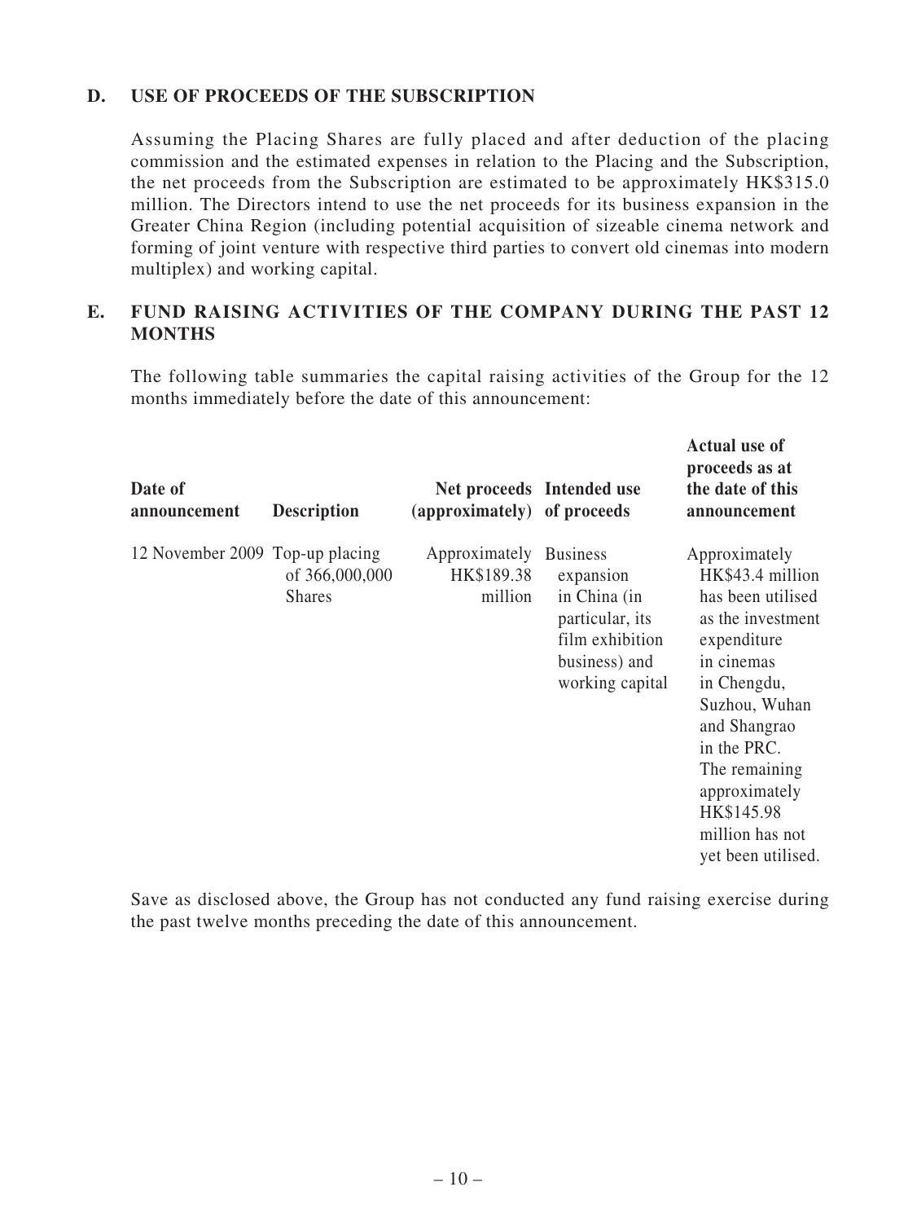## D. USE OF PROCEEDS OF THE SUBSCRIPTION

Assuming the Placing Shares are fully placed and after deduction of the placing commission and the estimated expenses in relation to the Placing and the Subscription, the net proceeds from the Subscription are estimated to be approximately HK$315.0 million. The Directors intend to use the net proceeds for its business expansion in the Greater China Region (including potential acquisition of sizeable cinema network and forming of joint venture with respective third parties to convert old cinemas into modern multiplex) and working capital.

## E. FUND RAISING ACTIVITIES OF THE COMPANY DURING THE PAST 12 MONTHS

The following table summaries the capital raising activities of the Group for the 12 months immediately before the date of this announcement:

| Date of announcement | Description | Net proceeds (approximately) | Intended use of proceeds | Actual use of proceeds as at the date of this announcement |
|---|---|---|---|---|
| 12 November 2009 | Top-up placing of 366,000,000 Shares | Approximately HK$189.38 million | Business expansion in China (in particular, its film exhibition business) and working capital | Approximately HK$43.4 million has been utilised as the investment expenditure in cinemas in Chengdu, Suzhou, Wuhan and Shangrao in the PRC. The remaining approximately HK$145.98 million has not yet been utilised. |

Save as disclosed above, the Group has not conducted any fund raising exercise during the past twelve months preceding the date of this announcement.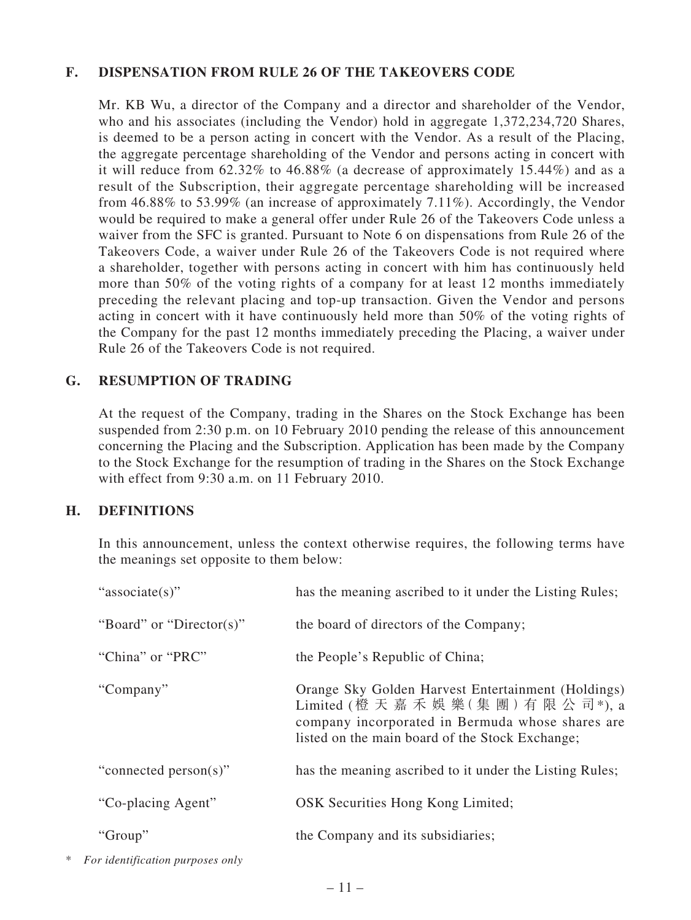## F. DISPENSATION FROM RULE 26 OF THE TAKEOVERS CODE

Mr. KB Wu, a director of the Company and a director and shareholder of the Vendor, who and his associates (including the Vendor) hold in aggregate 1,372,234,720 Shares, is deemed to be a person acting in concert with the Vendor. As a result of the Placing, the aggregate percentage shareholding of the Vendor and persons acting in concert with it will reduce from 62.32% to 46.88% (a decrease of approximately 15.44%) and as a result of the Subscription, their aggregate percentage shareholding will be increased from 46.88% to 53.99% (an increase of approximately 7.11%). Accordingly, the Vendor would be required to make a general offer under Rule 26 of the Takeovers Code unless a waiver from the SFC is granted. Pursuant to Note 6 on dispensations from Rule 26 of the Takeovers Code, a waiver under Rule 26 of the Takeovers Code is not required where a shareholder, together with persons acting in concert with him has continuously held more than 50% of the voting rights of a company for at least 12 months immediately preceding the relevant placing and top-up transaction. Given the Vendor and persons acting in concert with it have continuously held more than 50% of the voting rights of the Company for the past 12 months immediately preceding the Placing, a waiver under Rule 26 of the Takeovers Code is not required.

## G. RESUMPTION OF TRADING

At the request of the Company, trading in the Shares on the Stock Exchange has been suspended from 2:30 p.m. on 10 February 2010 pending the release of this announcement concerning the Placing and the Subscription. Application has been made by the Company to the Stock Exchange for the resumption of trading in the Shares on the Stock Exchange with effect from 9:30 a.m. on 11 February 2010.

## H. DEFINITIONS

In this announcement, unless the context otherwise requires, the following terms have the meanings set opposite to them below:

| | |
|---|---|
| "associate(s)" | has the meaning ascribed to it under the Listing Rules; |
| "Board" or "Director(s)" | the board of directors of the Company; |
| "China" or "PRC" | the People's Republic of China; |
| "Company" | Orange Sky Golden Harvest Entertainment (Holdings) Limited (橙天嘉禾娛樂(集團)有限公司*), a company incorporated in Bermuda whose shares are listed on the main board of the Stock Exchange; |
| "connected person(s)" | has the meaning ascribed to it under the Listing Rules; |
| "Co-placing Agent" | OSK Securities Hong Kong Limited; |
| "Group" | the Company and its subsidiaries; |

\* *For identification purposes only*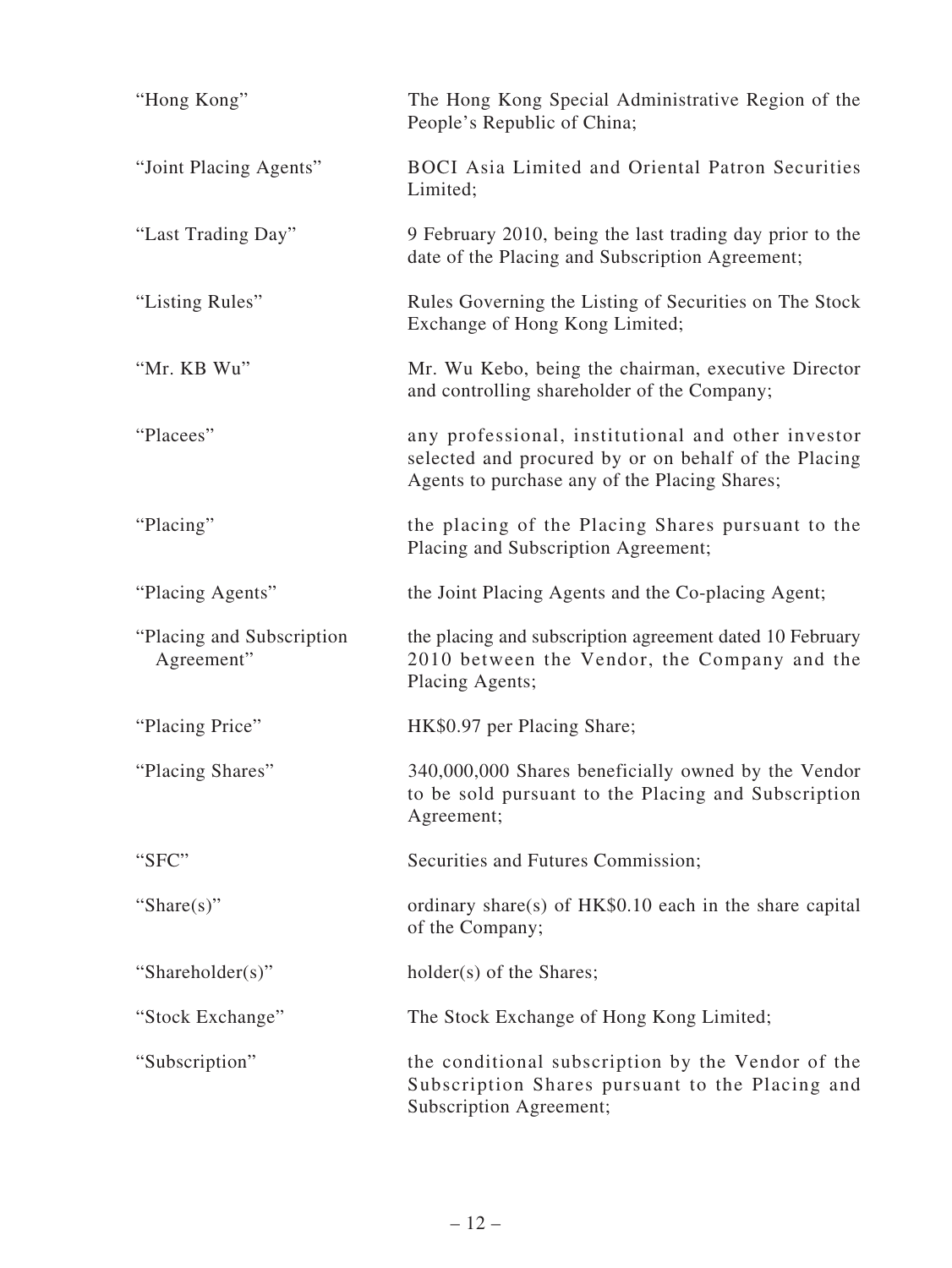| | |
|---|---|
| "Hong Kong" | The Hong Kong Special Administrative Region of the People's Republic of China; |
| "Joint Placing Agents" | BOCI Asia Limited and Oriental Patron Securities Limited; |
| "Last Trading Day" | 9 February 2010, being the last trading day prior to the date of the Placing and Subscription Agreement; |
| "Listing Rules" | Rules Governing the Listing of Securities on The Stock Exchange of Hong Kong Limited; |
| "Mr. KB Wu" | Mr. Wu Kebo, being the chairman, executive Director and controlling shareholder of the Company; |
| "Placees" | any professional, institutional and other investor selected and procured by or on behalf of the Placing Agents to purchase any of the Placing Shares; |
| "Placing" | the placing of the Placing Shares pursuant to the Placing and Subscription Agreement; |
| "Placing Agents" | the Joint Placing Agents and the Co-placing Agent; |
| "Placing and Subscription Agreement" | the placing and subscription agreement dated 10 February 2010 between the Vendor, the Company and the Placing Agents; |
| "Placing Price" | HK$0.97 per Placing Share; |
| "Placing Shares" | 340,000,000 Shares beneficially owned by the Vendor to be sold pursuant to the Placing and Subscription Agreement; |
| "SFC" | Securities and Futures Commission; |
| "Share(s)" | ordinary share(s) of HK$0.10 each in the share capital of the Company; |
| "Shareholder(s)" | holder(s) of the Shares; |
| "Stock Exchange" | The Stock Exchange of Hong Kong Limited; |
| "Subscription" | the conditional subscription by the Vendor of the Subscription Shares pursuant to the Placing and Subscription Agreement; |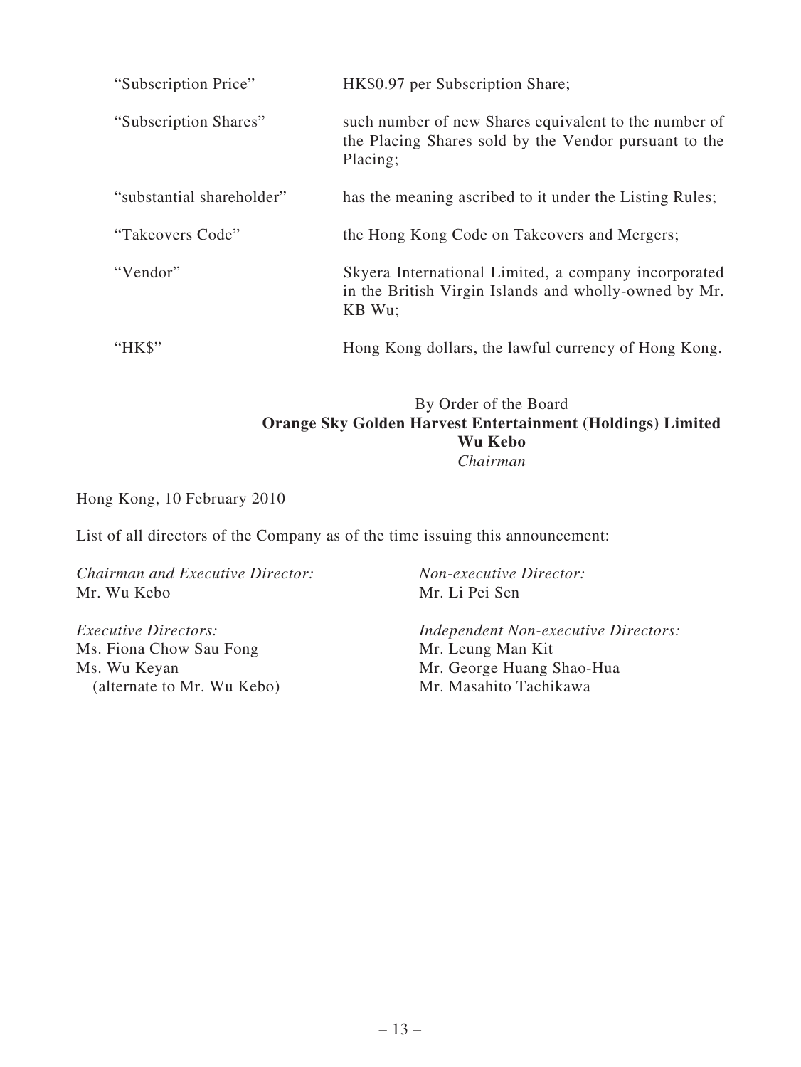| | |
|---|---|
| "Subscription Price" | HK$0.97 per Subscription Share; |
| "Subscription Shares" | such number of new Shares equivalent to the number of the Placing Shares sold by the Vendor pursuant to the Placing; |
| "substantial shareholder" | has the meaning ascribed to it under the Listing Rules; |
| "Takeovers Code" | the Hong Kong Code on Takeovers and Mergers; |
| "Vendor" | Skyera International Limited, a company incorporated in the British Virgin Islands and wholly-owned by Mr. KB Wu; |
| "HK$" | Hong Kong dollars, the lawful currency of Hong Kong. |

By Order of the Board
**Orange Sky Golden Harvest Entertainment (Holdings) Limited**
**Wu Kebo**
*Chairman*

Hong Kong, 10 February 2010

List of all directors of the Company as of the time issuing this announcement:

*Chairman and Executive Director:*
Mr. Wu Kebo

*Executive Directors:*
Ms. Fiona Chow Sau Fong
Ms. Wu Keyan
(alternate to Mr. Wu Kebo)

*Non-executive Director:*
Mr. Li Pei Sen

*Independent Non-executive Directors:*
Mr. Leung Man Kit
Mr. George Huang Shao-Hua
Mr. Masahito Tachikawa